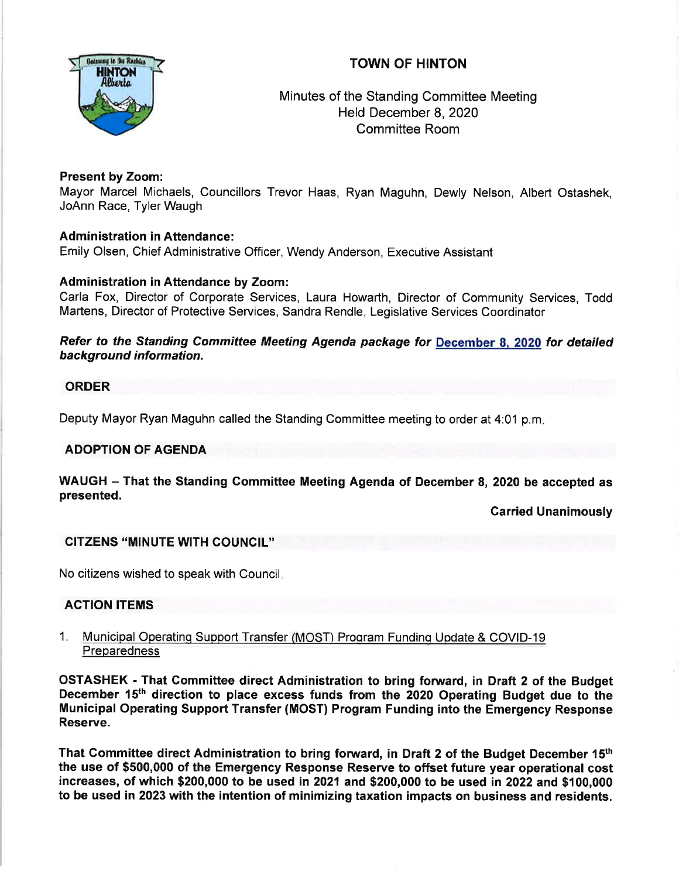# TOWN OF HINTON

Minutes of the Standing Committee Meeting
Held December 8, 2020
Committee Room

**Present by Zoom:**
Mayor Marcel Michaels, Councillors Trevor Haas, Ryan Maguhn, Dewly Nelson, Albert Ostashek, JoAnn Race, Tyler Waugh

**Administration in Attendance:**
Emily Olsen, Chief Administrative Officer, Wendy Anderson, Executive Assistant

**Administration in Attendance by Zoom:**
Carla Fox, Director of Corporate Services, Laura Howarth, Director of Community Services, Todd Martens, Director of Protective Services, Sandra Rendle, Legislative Services Coordinator

***Refer to the Standing Committee Meeting Agenda package for December 8, 2020 for detailed background information.***

## ORDER

Deputy Mayor Ryan Maguhn called the Standing Committee meeting to order at 4:01 p.m.

## ADOPTION OF AGENDA

**WAUGH – That the Standing Committee Meeting Agenda of December 8, 2020 be accepted as presented.**

**Carried Unanimously**

## CITIZENS "MINUTE WITH COUNCIL"

No citizens wished to speak with Council.

## ACTION ITEMS

1. Municipal Operating Support Transfer (MOST) Program Funding Update & COVID-19 Preparedness

**OSTASHEK - That Committee direct Administration to bring forward, in Draft 2 of the Budget December 15th direction to place excess funds from the 2020 Operating Budget due to the Municipal Operating Support Transfer (MOST) Program Funding into the Emergency Response Reserve.**

**That Committee direct Administration to bring forward, in Draft 2 of the Budget December 15th the use of $500,000 of the Emergency Response Reserve to offset future year operational cost increases, of which $200,000 to be used in 2021 and $200,000 to be used in 2022 and $100,000 to be used in 2023 with the intention of minimizing taxation impacts on business and residents.**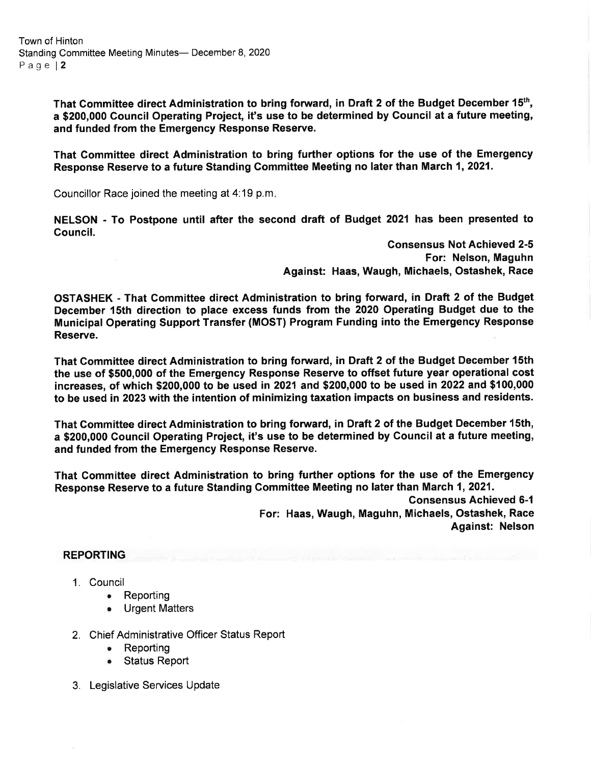**That Committee direct Administration to bring forward, in Draft 2 of the Budget December 15th, a $200,000 Council Operating Project, it's use to be determined by Council at a future meeting, and funded from the Emergency Response Reserve.**

**That Committee direct Administration to bring further options for the use of the Emergency Response Reserve to a future Standing Committee Meeting no later than March 1, 2021.**

Councillor Race joined the meeting at 4:19 p.m.

**NELSON - To Postpone until after the second draft of Budget 2021 has been presented to Council.**

**Consensus Not Achieved 2-5**
**For: Nelson, Maguhn**
**Against: Haas, Waugh, Michaels, Ostashek, Race**

**OSTASHEK - That Committee direct Administration to bring forward, in Draft 2 of the Budget December 15th direction to place excess funds from the 2020 Operating Budget due to the Municipal Operating Support Transfer (MOST) Program Funding into the Emergency Response Reserve.**

**That Committee direct Administration to bring forward, in Draft 2 of the Budget December 15th the use of $500,000 of the Emergency Response Reserve to offset future year operational cost increases, of which $200,000 to be used in 2021 and $200,000 to be used in 2022 and $100,000 to be used in 2023 with the intention of minimizing taxation impacts on business and residents.**

**That Committee direct Administration to bring forward, in Draft 2 of the Budget December 15th, a $200,000 Council Operating Project, it's use to be determined by Council at a future meeting, and funded from the Emergency Response Reserve.**

**That Committee direct Administration to bring further options for the use of the Emergency Response Reserve to a future Standing Committee Meeting no later than March 1, 2021.**

**Consensus Achieved 6-1**
**For: Haas, Waugh, Maguhn, Michaels, Ostashek, Race**
**Against: Nelson**

## REPORTING

1. Council
   - Reporting
   - Urgent Matters

2. Chief Administrative Officer Status Report
   - Reporting
   - Status Report

3. Legislative Services Update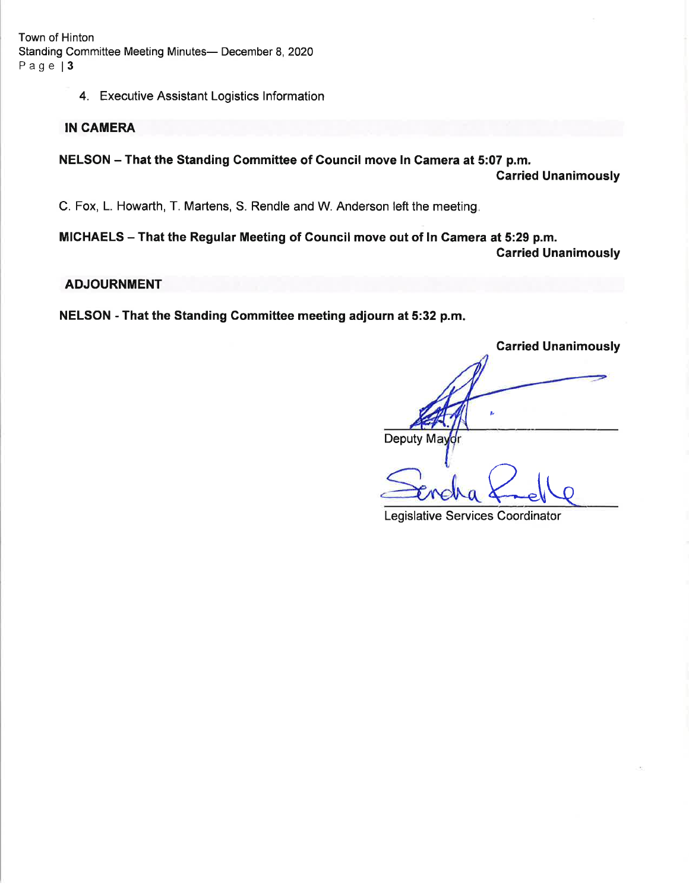4. Executive Assistant Logistics Information

## IN CAMERA

**NELSON – That the Standing Committee of Council move In Camera at 5:07 p.m.**

**Carried Unanimously**

C. Fox, L. Howarth, T. Martens, S. Rendle and W. Anderson left the meeting.

**MICHAELS – That the Regular Meeting of Council move out of In Camera at 5:29 p.m.**

**Carried Unanimously**

## ADJOURNMENT

**NELSON - That the Standing Committee meeting adjourn at 5:32 p.m.**

**Carried Unanimously**

Deputy Mayor

Legislative Services Coordinator